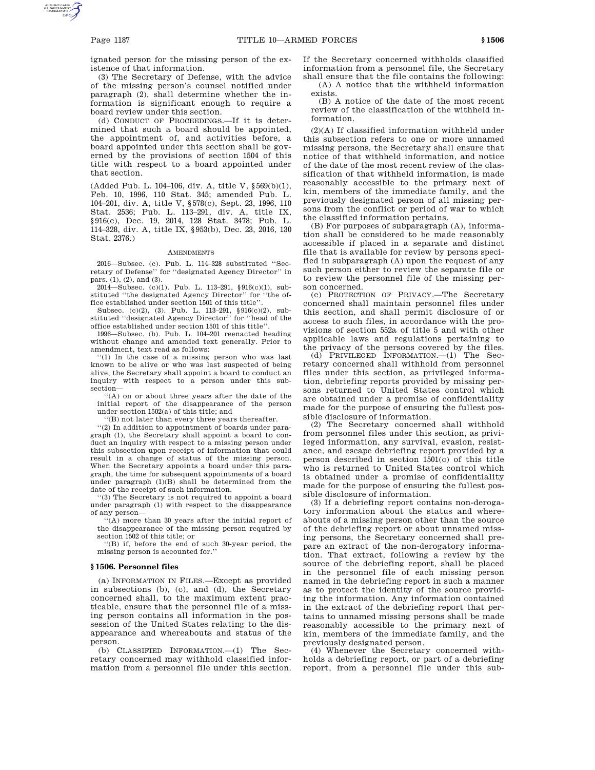ignated person for the missing person of the existence of that information.

(3) The Secretary of Defense, with the advice of the missing person's counsel notified under paragraph (2), shall determine whether the information is significant enough to require a board review under this section.

(d) CONDUCT OF PROCEEDINGS.—If it is determined that such a board should be appointed, the appointment of, and activities before, a board appointed under this section shall be governed by the provisions of section 1504 of this title with respect to a board appointed under that section.

(Added Pub. L. 104–106, div. A, title V, §569(b)(1), Feb. 10, 1996, 110 Stat. 345; amended Pub. L. 104–201, div. A, title V, §578(c), Sept. 23, 1996, 110 Stat. 2536; Pub. L. 113–291, div. A, title IX, §916(c), Dec. 19, 2014, 128 Stat. 3478; Pub. L. 114–328, div. A, title IX, §953(b), Dec. 23, 2016, 130 Stat. 2376.)

AMENDMENTS

2016—Subsec. (c). Pub. L. 114–328 substituted "Secretary of Defense" for "designated Agency Director" in pars. (1), (2), and (3).

2014—Subsec. (c)(1). Pub. L. 113–291, §916(c)(1), substituted "the designated Agency Director" for "the office established under section 1501 of this title".

Subsec. (c)(2), (3). Pub. L. 113–291, §916(c)(2), substituted "designated Agency Director" for "head of the office established under section 1501 of this title".

1996—Subsec. (b). Pub. L. 104–201 reenacted heading without change and amended text generally. Prior to amendment, text read as follows:

"(1) In the case of a missing person who was last known to be alive or who was last suspected of being alive, the Secretary shall appoint a board to conduct an inquiry with respect to a person under this subsection—

"(A) on or about three years after the date of the initial report of the disappearance of the person under section 1502(a) of this title; and

"(B) not later than every three years thereafter.

"(2) In addition to appointment of boards under paragraph (1), the Secretary shall appoint a board to conduct an inquiry with respect to a missing person under this subsection upon receipt of information that could result in a change of status of the missing person. When the Secretary appoints a board under this paragraph, the time for subsequent appointments of a board under paragraph (1)(B) shall be determined from the date of the receipt of such information.

"(3) The Secretary is not required to appoint a board under paragraph (1) with respect to the disappearance of any person—

"(A) more than 30 years after the initial report of the disappearance of the missing person required by section 1502 of this title; or

"(B) if, before the end of such 30-year period, the missing person is accounted for."

### §1506. Personnel files

(a) INFORMATION IN FILES.—Except as provided in subsections (b), (c), and (d), the Secretary concerned shall, to the maximum extent practicable, ensure that the personnel file of a missing person contains all information in the possession of the United States relating to the disappearance and whereabouts and status of the person.

(b) CLASSIFIED INFORMATION.—(1) The Secretary concerned may withhold classified information from a personnel file under this section. If the Secretary concerned withholds classified information from a personnel file, the Secretary shall ensure that the file contains the following:

(A) A notice that the withheld information exists.

(B) A notice of the date of the most recent review of the classification of the withheld information.

(2)(A) If classified information withheld under this subsection refers to one or more unnamed missing persons, the Secretary shall ensure that notice of that withheld information, and notice of the date of the most recent review of the classification of that withheld information, is made reasonably accessible to the primary next of kin, members of the immediate family, and the previously designated person of all missing persons from the conflict or period of war to which the classified information pertains.

(B) For purposes of subparagraph (A), information shall be considered to be made reasonably accessible if placed in a separate and distinct file that is available for review by persons specified in subparagraph (A) upon the request of any such person either to review the separate file or to review the personnel file of the missing person concerned.

(c) PROTECTION OF PRIVACY.—The Secretary concerned shall maintain personnel files under this section, and shall permit disclosure of or access to such files, in accordance with the provisions of section 552a of title 5 and with other applicable laws and regulations pertaining to the privacy of the persons covered by the files.

(d) PRIVILEGED INFORMATION.—(1) The Secretary concerned shall withhold from personnel files under this section, as privileged information, debriefing reports provided by missing persons returned to United States control which are obtained under a promise of confidentiality made for the purpose of ensuring the fullest possible disclosure of information.

(2) The Secretary concerned shall withhold from personnel files under this section, as privileged information, any survival, evasion, resistance, and escape debriefing report provided by a person described in section 1501(c) of this title who is returned to United States control which is obtained under a promise of confidentiality made for the purpose of ensuring the fullest possible disclosure of information.

(3) If a debriefing report contains non-derogatory information about the status and whereabouts of a missing person other than the source of the debriefing report or about unnamed missing persons, the Secretary concerned shall prepare an extract of the non-derogatory information. That extract, following a review by the source of the debriefing report, shall be placed in the personnel file of each missing person named in the debriefing report in such a manner as to protect the identity of the source providing the information. Any information contained in the extract of the debriefing report that pertains to unnamed missing persons shall be made reasonably accessible to the primary next of kin, members of the immediate family, and the previously designated person.

(4) Whenever the Secretary concerned withholds a debriefing report, or part of a debriefing report, from a personnel file under this sub-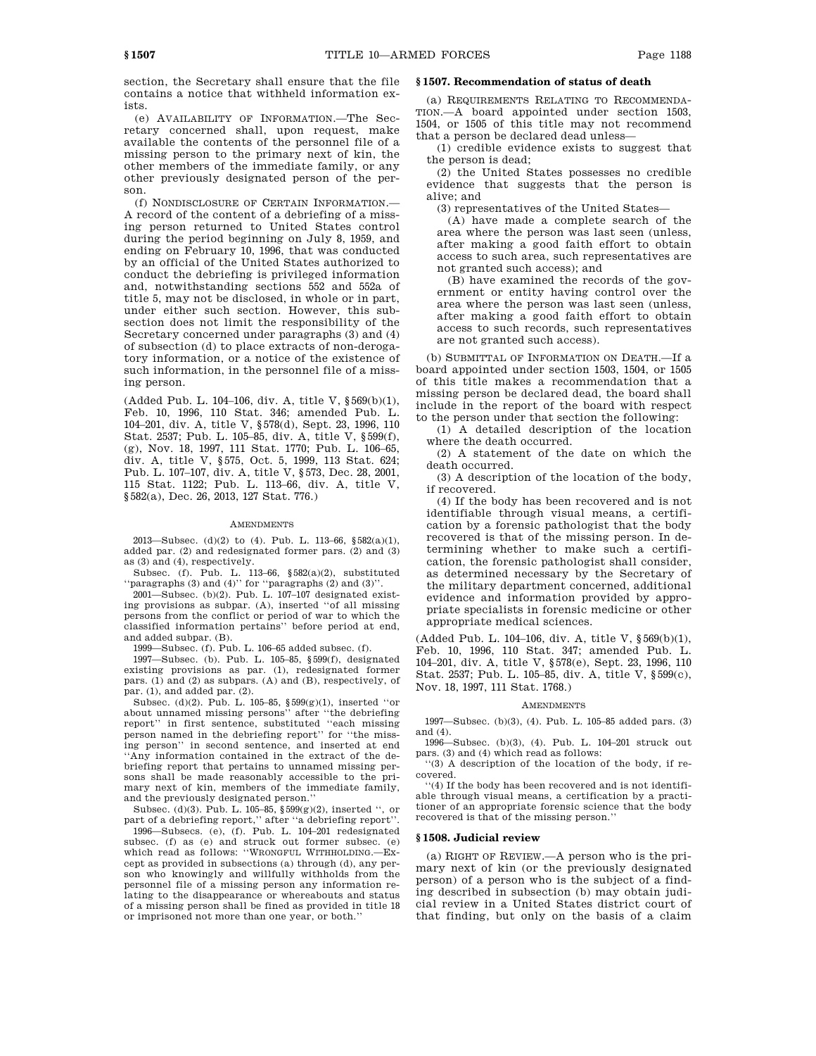section, the Secretary shall ensure that the file contains a notice that withheld information exists.

(e) AVAILABILITY OF INFORMATION.—The Secretary concerned shall, upon request, make available the contents of the personnel file of a missing person to the primary next of kin, the other members of the immediate family, or any other previously designated person of the person.

(f) NONDISCLOSURE OF CERTAIN INFORMATION.—A record of the content of a debriefing of a missing person returned to United States control during the period beginning on July 8, 1959, and ending on February 10, 1996, that was conducted by an official of the United States authorized to conduct the debriefing is privileged information and, notwithstanding sections 552 and 552a of title 5, may not be disclosed, in whole or in part, under either such section. However, this subsection does not limit the responsibility of the Secretary concerned under paragraphs (3) and (4) of subsection (d) to place extracts of non-derogatory information, or a notice of the existence of such information, in the personnel file of a missing person.

(Added Pub. L. 104–106, div. A, title V, §569(b)(1), Feb. 10, 1996, 110 Stat. 346; amended Pub. L. 104–201, div. A, title V, §578(d), Sept. 23, 1996, 110 Stat. 2537; Pub. L. 105–85, div. A, title V, §599(f), (g), Nov. 18, 1997, 111 Stat. 1770; Pub. L. 106–65, div. A, title V, §575, Oct. 5, 1999, 113 Stat. 624; Pub. L. 107–107, div. A, title V, §573, Dec. 28, 2001, 115 Stat. 1122; Pub. L. 113–66, div. A, title V, §582(a), Dec. 26, 2013, 127 Stat. 776.)

###### AMENDMENTS

2013—Subsec. (d)(2) to (4). Pub. L. 113–66, §582(a)(1), added par. (2) and redesignated former pars. (2) and (3) as (3) and (4), respectively.

Subsec. (f). Pub. L. 113–66, §582(a)(2), substituted ''paragraphs (3) and (4)'' for ''paragraphs (2) and (3)''.

2001—Subsec. (b)(2). Pub. L. 107–107 designated existing provisions as subpar. (A), inserted ''of all missing persons from the conflict or period of war to which the classified information pertains'' before period at end, and added subpar. (B).

1999—Subsec. (f). Pub. L. 106–65 added subsec. (f).

1997—Subsec. (b). Pub. L. 105–85, §599(f), designated existing provisions as par. (1), redesignated former pars. (1) and (2) as subpars. (A) and (B), respectively, of par. (1), and added par. (2).

Subsec. (d)(2). Pub. L. 105–85, §599(g)(1), inserted ''or about unnamed missing persons'' after ''the debriefing report'' in first sentence, substituted ''each missing person named in the debriefing report'' for ''the missing person'' in second sentence, and inserted at end ''Any information contained in the extract of the debriefing report that pertains to unnamed missing persons shall be made reasonably accessible to the primary next of kin, members of the immediate family, and the previously designated person.''

Subsec. (d)(3). Pub. L. 105–85, §599(g)(2), inserted '', or part of a debriefing report,'' after ''a debriefing report''.

1996—Subsecs. (e), (f). Pub. L. 104–201 redesignated subsec. (f) as (e) and struck out former subsec. (e) which read as follows: ''WRONGFUL WITHHOLDING.—Except as provided in subsections (a) through (d), any person who knowingly and willfully withholds from the personnel file of a missing person any information relating to the disappearance or whereabouts and status of a missing person shall be fined as provided in title 18 or imprisoned not more than one year, or both.''

## §1507. Recommendation of status of death

(a) REQUIREMENTS RELATING TO RECOMMENDATION.—A board appointed under section 1503, 1504, or 1505 of this title may not recommend that a person be declared dead unless—

(1) credible evidence exists to suggest that the person is dead;

(2) the United States possesses no credible evidence that suggests that the person is alive; and

(3) representatives of the United States—

(A) have made a complete search of the area where the person was last seen (unless, after making a good faith effort to obtain access to such area, such representatives are not granted such access); and

(B) have examined the records of the government or entity having control over the area where the person was last seen (unless, after making a good faith effort to obtain access to such records, such representatives are not granted such access).

(b) SUBMITTAL OF INFORMATION ON DEATH.—If a board appointed under section 1503, 1504, or 1505 of this title makes a recommendation that a missing person be declared dead, the board shall include in the report of the board with respect to the person under that section the following:

(1) A detailed description of the location where the death occurred.

(2) A statement of the date on which the death occurred.

(3) A description of the location of the body, if recovered.

(4) If the body has been recovered and is not identifiable through visual means, a certification by a forensic pathologist that the body recovered is that of the missing person. In determining whether to make such a certification, the forensic pathologist shall consider, as determined necessary by the Secretary of the military department concerned, additional evidence and information provided by appropriate specialists in forensic medicine or other appropriate medical sciences.

(Added Pub. L. 104–106, div. A, title V, §569(b)(1), Feb. 10, 1996, 110 Stat. 347; amended Pub. L. 104–201, div. A, title V, §578(e), Sept. 23, 1996, 110 Stat. 2537; Pub. L. 105–85, div. A, title V, §599(c), Nov. 18, 1997, 111 Stat. 1768.)

###### AMENDMENTS

1997—Subsec. (b)(3), (4). Pub. L. 105–85 added pars. (3) and (4).

1996—Subsec. (b)(3), (4). Pub. L. 104–201 struck out pars. (3) and (4) which read as follows:

''(3) A description of the location of the body, if recovered.

''(4) If the body has been recovered and is not identifiable through visual means, a certification by a practitioner of an appropriate forensic science that the body recovered is that of the missing person.''

## §1508. Judicial review

(a) RIGHT OF REVIEW.—A person who is the primary next of kin (or the previously designated person) of a person who is the subject of a finding described in subsection (b) may obtain judicial review in a United States district court of that finding, but only on the basis of a claim